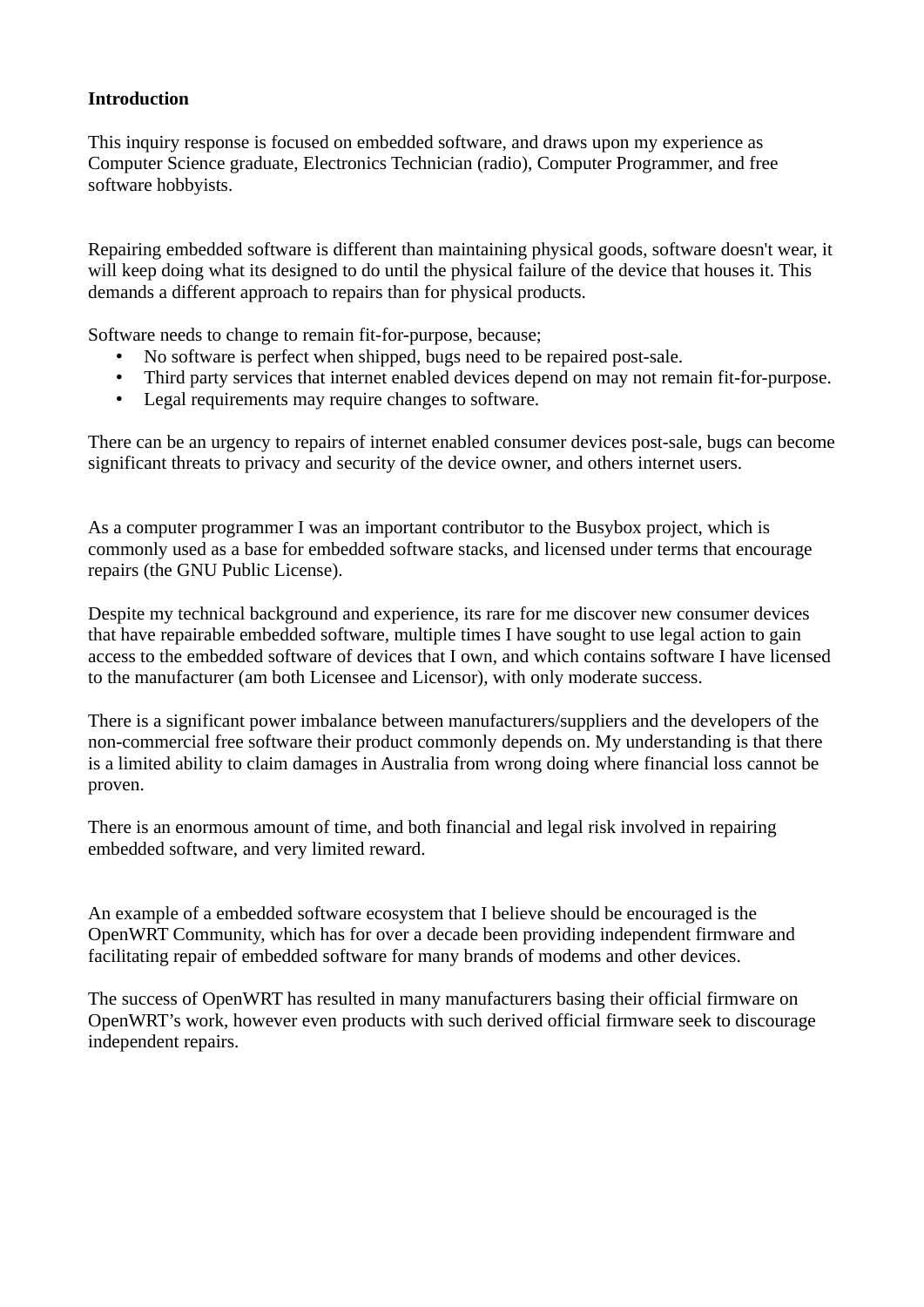**Introduction**

This inquiry response is focused on embedded software, and draws upon my experience as Computer Science graduate, Electronics Technician (radio), Computer Programmer, and free software hobbyists.

Repairing embedded software is different than maintaining physical goods, software doesn't wear, it will keep doing what its designed to do until the physical failure of the device that houses it. This demands a different approach to repairs than for physical products.

Software needs to change to remain fit-for-purpose, because;

- No software is perfect when shipped, bugs need to be repaired post-sale.
- Third party services that internet enabled devices depend on may not remain fit-for-purpose.
- Legal requirements may require changes to software.

There can be an urgency to repairs of internet enabled consumer devices post-sale, bugs can become significant threats to privacy and security of the device owner, and others internet users.

As a computer programmer I was an important contributor to the Busybox project, which is commonly used as a base for embedded software stacks, and licensed under terms that encourage repairs (the GNU Public License).

Despite my technical background and experience, its rare for me discover new consumer devices that have repairable embedded software, multiple times I have sought to use legal action to gain access to the embedded software of devices that I own, and which contains software I have licensed to the manufacturer (am both Licensee and Licensor), with only moderate success.

There is a significant power imbalance between manufacturers/suppliers and the developers of the non-commercial free software their product commonly depends on. My understanding is that there is a limited ability to claim damages in Australia from wrong doing where financial loss cannot be proven.

There is an enormous amount of time, and both financial and legal risk involved in repairing embedded software, and very limited reward.

An example of a embedded software ecosystem that I believe should be encouraged is the OpenWRT Community, which has for over a decade been providing independent firmware and facilitating repair of embedded software for many brands of modems and other devices.

The success of OpenWRT has resulted in many manufacturers basing their official firmware on OpenWRT's work, however even products with such derived official firmware seek to discourage independent repairs.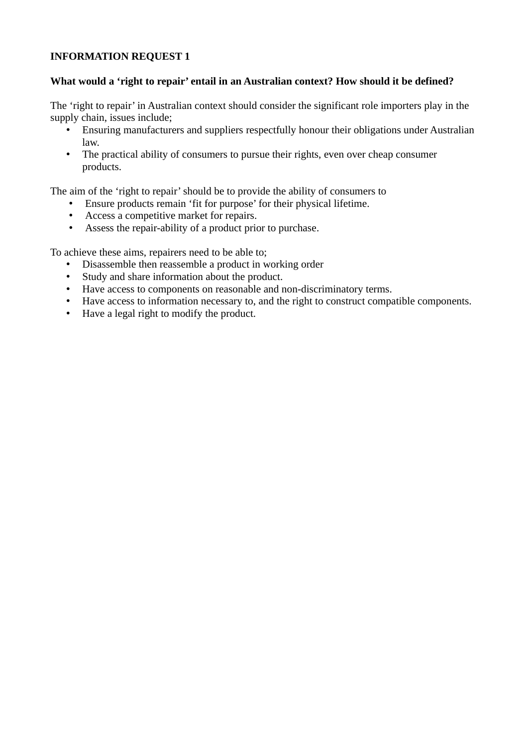**INFORMATION REQUEST 1**

**What would a 'right to repair' entail in an Australian context? How should it be defined?**

The 'right to repair' in Australian context should consider the significant role importers play in the supply chain, issues include;

- Ensuring manufacturers and suppliers respectfully honour their obligations under Australian law.
- The practical ability of consumers to pursue their rights, even over cheap consumer products.

The aim of the 'right to repair' should be to provide the ability of consumers to

- Ensure products remain 'fit for purpose' for their physical lifetime.
- Access a competitive market for repairs.
- Assess the repair-ability of a product prior to purchase.

To achieve these aims, repairers need to be able to;

- Disassemble then reassemble a product in working order
- Study and share information about the product.
- Have access to components on reasonable and non-discriminatory terms.
- Have access to information necessary to, and the right to construct compatible components.
- Have a legal right to modify the product.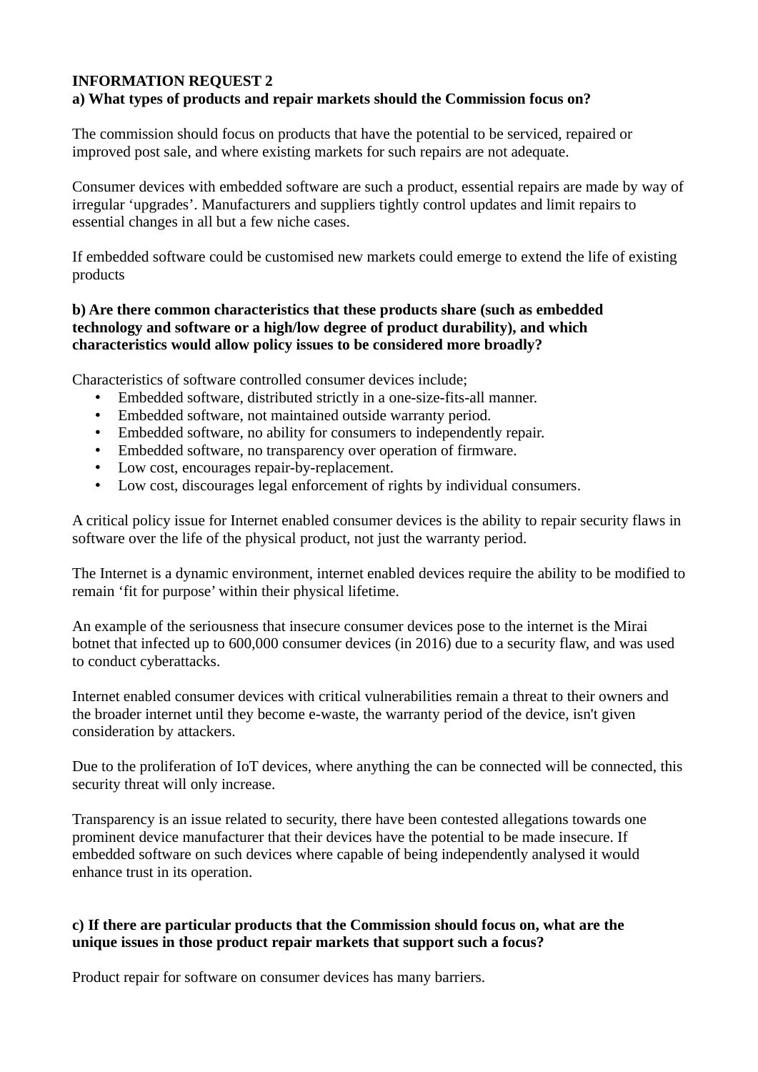**INFORMATION REQUEST 2**
**a) What types of products and repair markets should the Commission focus on?**

The commission should focus on products that have the potential to be serviced, repaired or improved post sale, and where existing markets for such repairs are not adequate.

Consumer devices with embedded software are such a product, essential repairs are made by way of irregular 'upgrades'. Manufacturers and suppliers tightly control updates and limit repairs to essential changes in all but a few niche cases.

If embedded software could be customised new markets could emerge to extend the life of existing products

**b) Are there common characteristics that these products share (such as embedded technology and software or a high/low degree of product durability), and which characteristics would allow policy issues to be considered more broadly?**

Characteristics of software controlled consumer devices include;

- Embedded software, distributed strictly in a one-size-fits-all manner.
- Embedded software, not maintained outside warranty period.
- Embedded software, no ability for consumers to independently repair.
- Embedded software, no transparency over operation of firmware.
- Low cost, encourages repair-by-replacement.
- Low cost, discourages legal enforcement of rights by individual consumers.

A critical policy issue for Internet enabled consumer devices is the ability to repair security flaws in software over the life of the physical product, not just the warranty period.

The Internet is a dynamic environment, internet enabled devices require the ability to be modified to remain 'fit for purpose' within their physical lifetime.

An example of the seriousness that insecure consumer devices pose to the internet is the Mirai botnet that infected up to 600,000 consumer devices (in 2016) due to a security flaw, and was used to conduct cyberattacks.

Internet enabled consumer devices with critical vulnerabilities remain a threat to their owners and the broader internet until they become e-waste, the warranty period of the device, isn't given consideration by attackers.

Due to the proliferation of IoT devices, where anything the can be connected will be connected, this security threat will only increase.

Transparency is an issue related to security, there have been contested allegations towards one prominent device manufacturer that their devices have the potential to be made insecure. If embedded software on such devices where capable of being independently analysed it would enhance trust in its operation.

**c) If there are particular products that the Commission should focus on, what are the unique issues in those product repair markets that support such a focus?**

Product repair for software on consumer devices has many barriers.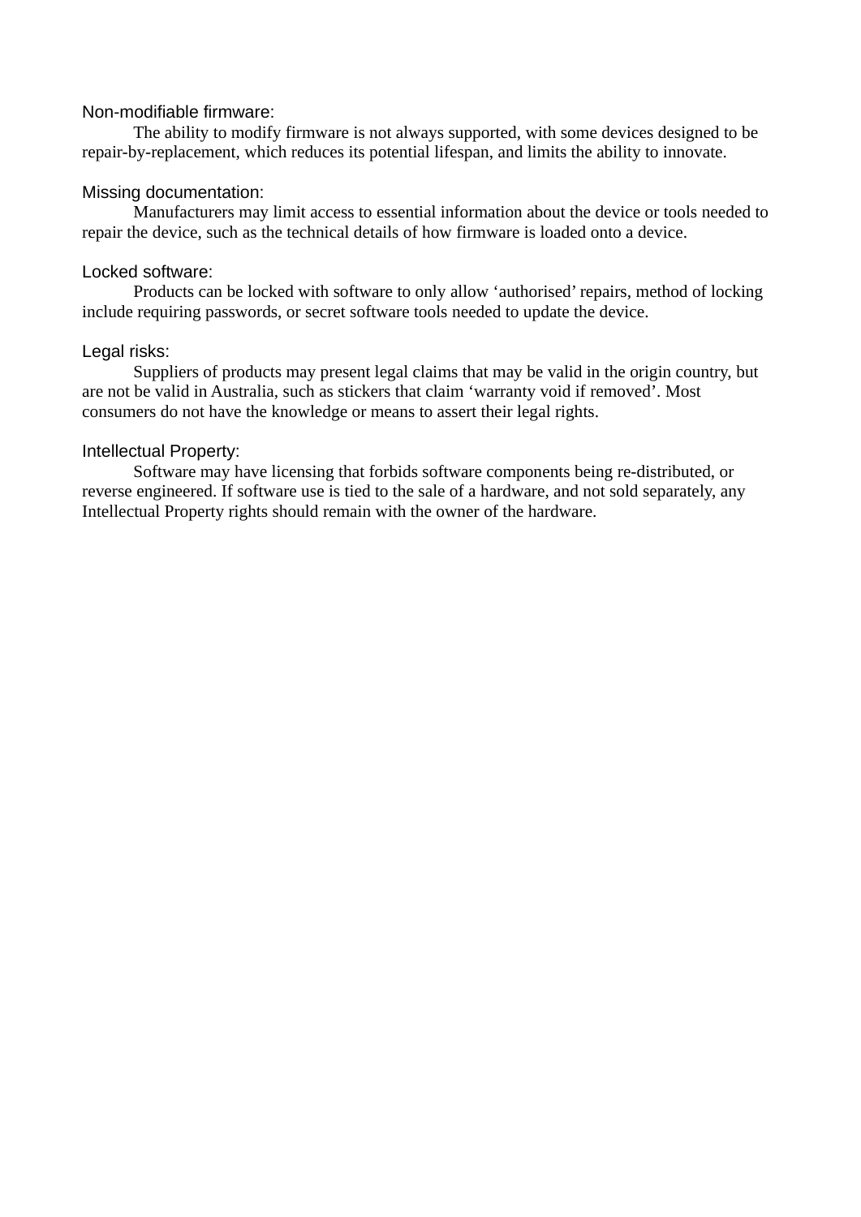Non-modifiable firmware:

The ability to modify firmware is not always supported, with some devices designed to be repair-by-replacement, which reduces its potential lifespan, and limits the ability to innovate.

Missing documentation:

Manufacturers may limit access to essential information about the device or tools needed to repair the device, such as the technical details of how firmware is loaded onto a device.

Locked software:

Products can be locked with software to only allow 'authorised' repairs, method of locking include requiring passwords, or secret software tools needed to update the device.

Legal risks:

Suppliers of products may present legal claims that may be valid in the origin country, but are not be valid in Australia, such as stickers that claim 'warranty void if removed'. Most consumers do not have the knowledge or means to assert their legal rights.

Intellectual Property:

Software may have licensing that forbids software components being re-distributed, or reverse engineered. If software use is tied to the sale of a hardware, and not sold separately, any Intellectual Property rights should remain with the owner of the hardware.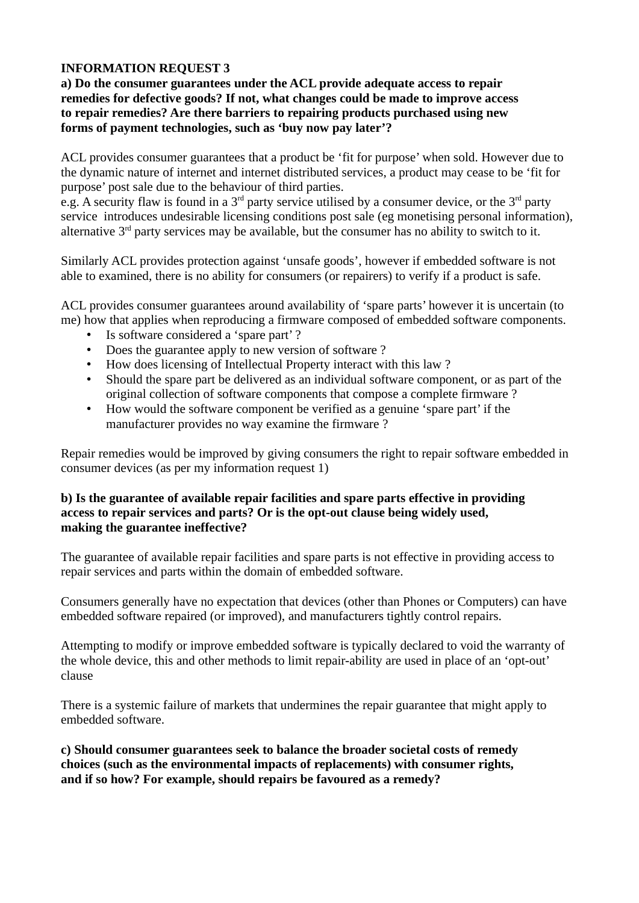**INFORMATION REQUEST 3**

**a) Do the consumer guarantees under the ACL provide adequate access to repair remedies for defective goods? If not, what changes could be made to improve access to repair remedies? Are there barriers to repairing products purchased using new forms of payment technologies, such as 'buy now pay later'?**

ACL provides consumer guarantees that a product be 'fit for purpose' when sold. However due to the dynamic nature of internet and internet distributed services, a product may cease to be 'fit for purpose' post sale due to the behaviour of third parties.
e.g. A security flaw is found in a 3rd party service utilised by a consumer device, or the 3rd party service introduces undesirable licensing conditions post sale (eg monetising personal information), alternative 3rd party services may be available, but the consumer has no ability to switch to it.

Similarly ACL provides protection against 'unsafe goods', however if embedded software is not able to examined, there is no ability for consumers (or repairers) to verify if a product is safe.

ACL provides consumer guarantees around availability of 'spare parts' however it is uncertain (to me) how that applies when reproducing a firmware composed of embedded software components.

- Is software considered a 'spare part' ?
- Does the guarantee apply to new version of software ?
- How does licensing of Intellectual Property interact with this law ?
- Should the spare part be delivered as an individual software component, or as part of the original collection of software components that compose a complete firmware ?
- How would the software component be verified as a genuine 'spare part' if the manufacturer provides no way examine the firmware ?

Repair remedies would be improved by giving consumers the right to repair software embedded in consumer devices (as per my information request 1)

**b) Is the guarantee of available repair facilities and spare parts effective in providing access to repair services and parts? Or is the opt-out clause being widely used, making the guarantee ineffective?**

The guarantee of available repair facilities and spare parts is not effective in providing access to repair services and parts within the domain of embedded software.

Consumers generally have no expectation that devices (other than Phones or Computers) can have embedded software repaired (or improved), and manufacturers tightly control repairs.

Attempting to modify or improve embedded software is typically declared to void the warranty of the whole device, this and other methods to limit repair-ability are used in place of an 'opt-out' clause

There is a systemic failure of markets that undermines the repair guarantee that might apply to embedded software.

**c) Should consumer guarantees seek to balance the broader societal costs of remedy choices (such as the environmental impacts of replacements) with consumer rights, and if so how? For example, should repairs be favoured as a remedy?**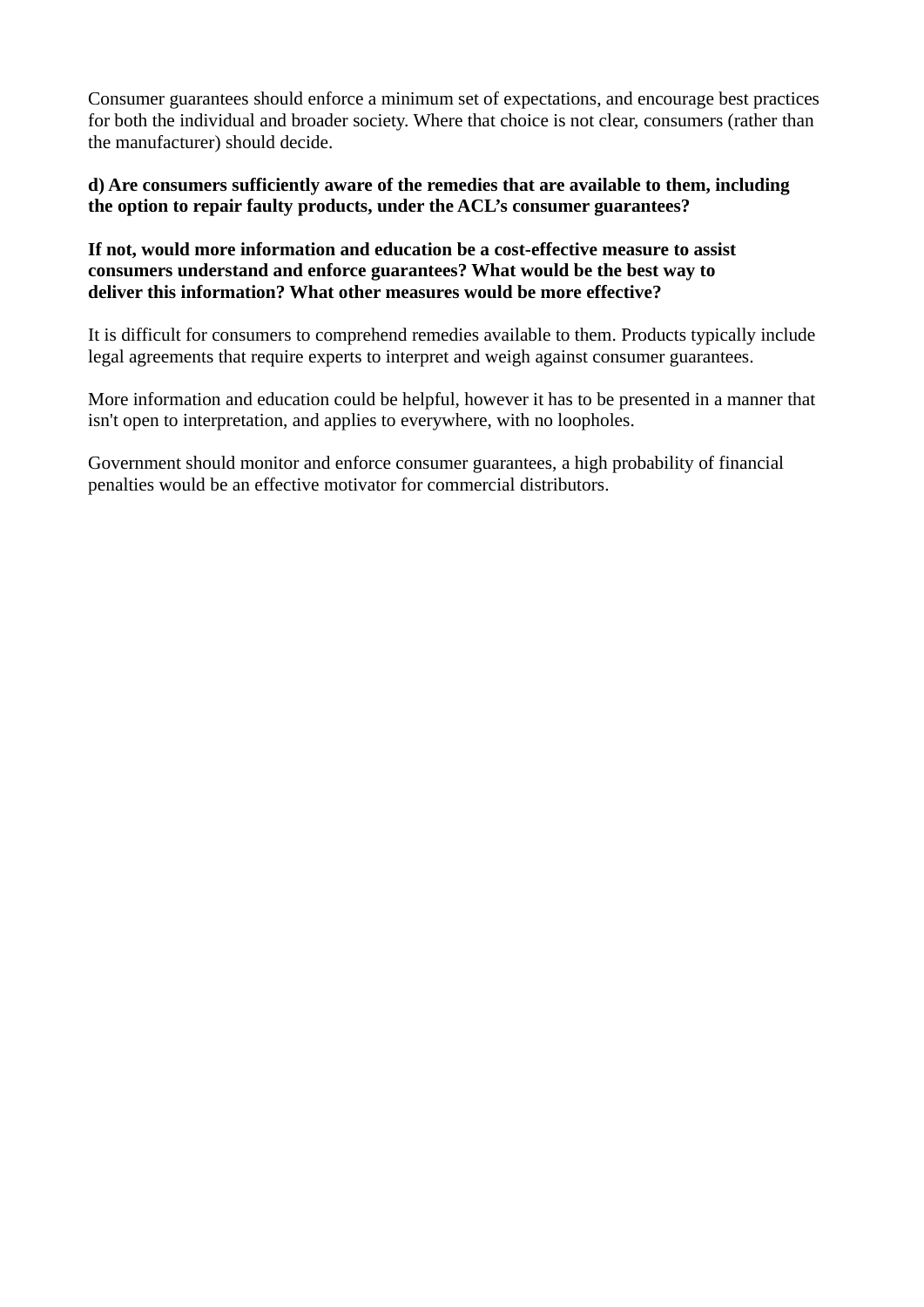Consumer guarantees should enforce a minimum set of expectations, and encourage best practices for both the individual and broader society. Where that choice is not clear, consumers (rather than the manufacturer) should decide.

**d) Are consumers sufficiently aware of the remedies that are available to them, including the option to repair faulty products, under the ACL's consumer guarantees?**

**If not, would more information and education be a cost-effective measure to assist consumers understand and enforce guarantees? What would be the best way to deliver this information? What other measures would be more effective?**

It is difficult for consumers to comprehend remedies available to them. Products typically include legal agreements that require experts to interpret and weigh against consumer guarantees.

More information and education could be helpful, however it has to be presented in a manner that isn't open to interpretation, and applies to everywhere, with no loopholes.

Government should monitor and enforce consumer guarantees, a high probability of financial penalties would be an effective motivator for commercial distributors.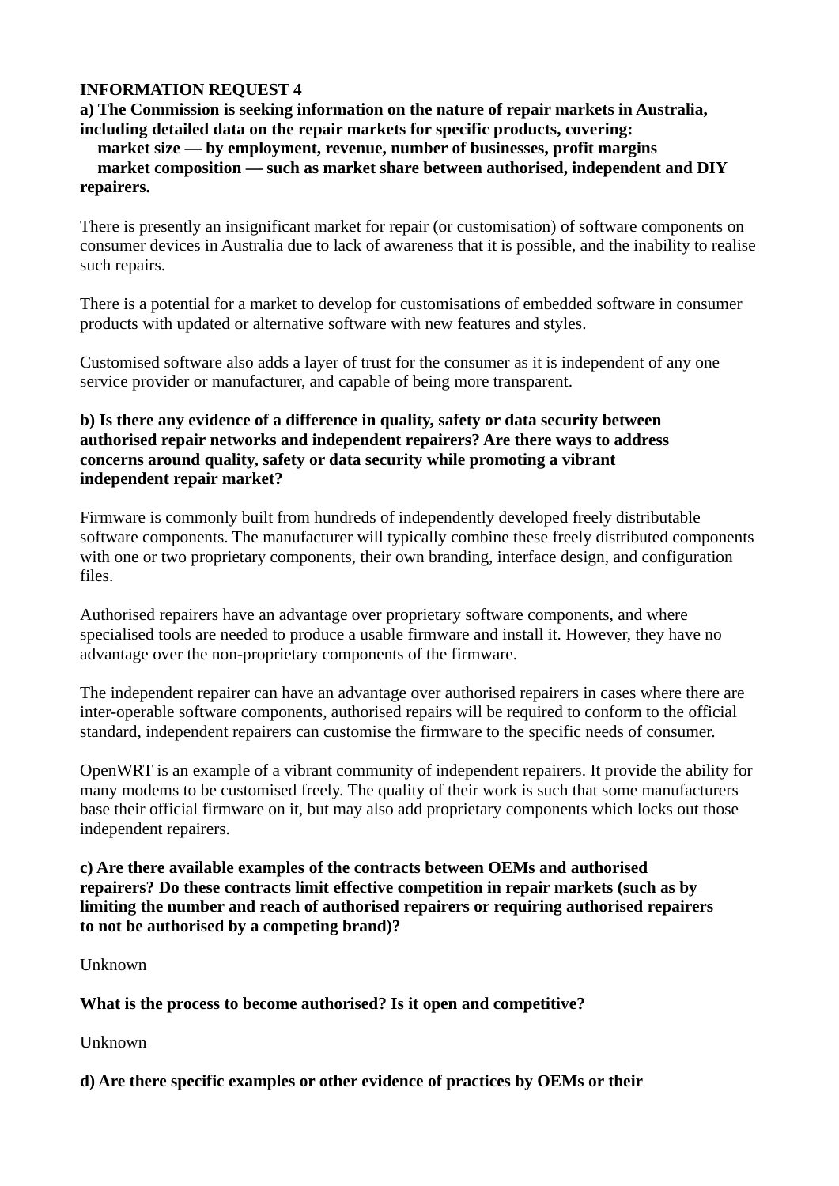**INFORMATION REQUEST 4**

**a) The Commission is seeking information on the nature of repair markets in Australia, including detailed data on the repair markets for specific products, covering:**

- **market size — by employment, revenue, number of businesses, profit margins**
- **market composition — such as market share between authorised, independent and DIY repairers.**

There is presently an insignificant market for repair (or customisation) of software components on consumer devices in Australia due to lack of awareness that it is possible, and the inability to realise such repairs.

There is a potential for a market to develop for customisations of embedded software in consumer products with updated or alternative software with new features and styles.

Customised software also adds a layer of trust for the consumer as it is independent of any one service provider or manufacturer, and capable of being more transparent.

**b) Is there any evidence of a difference in quality, safety or data security between authorised repair networks and independent repairers? Are there ways to address concerns around quality, safety or data security while promoting a vibrant independent repair market?**

Firmware is commonly built from hundreds of independently developed freely distributable software components. The manufacturer will typically combine these freely distributed components with one or two proprietary components, their own branding, interface design, and configuration files.

Authorised repairers have an advantage over proprietary software components, and where specialised tools are needed to produce a usable firmware and install it. However, they have no advantage over the non-proprietary components of the firmware.

The independent repairer can have an advantage over authorised repairers in cases where there are inter-operable software components, authorised repairs will be required to conform to the official standard, independent repairers can customise the firmware to the specific needs of consumer.

OpenWRT is an example of a vibrant community of independent repairers. It provide the ability for many modems to be customised freely. The quality of their work is such that some manufacturers base their official firmware on it, but may also add proprietary components which locks out those independent repairers.

**c) Are there available examples of the contracts between OEMs and authorised repairers? Do these contracts limit effective competition in repair markets (such as by limiting the number and reach of authorised repairers or requiring authorised repairers to not be authorised by a competing brand)?**

Unknown

**What is the process to become authorised? Is it open and competitive?**

Unknown

**d) Are there specific examples or other evidence of practices by OEMs or their**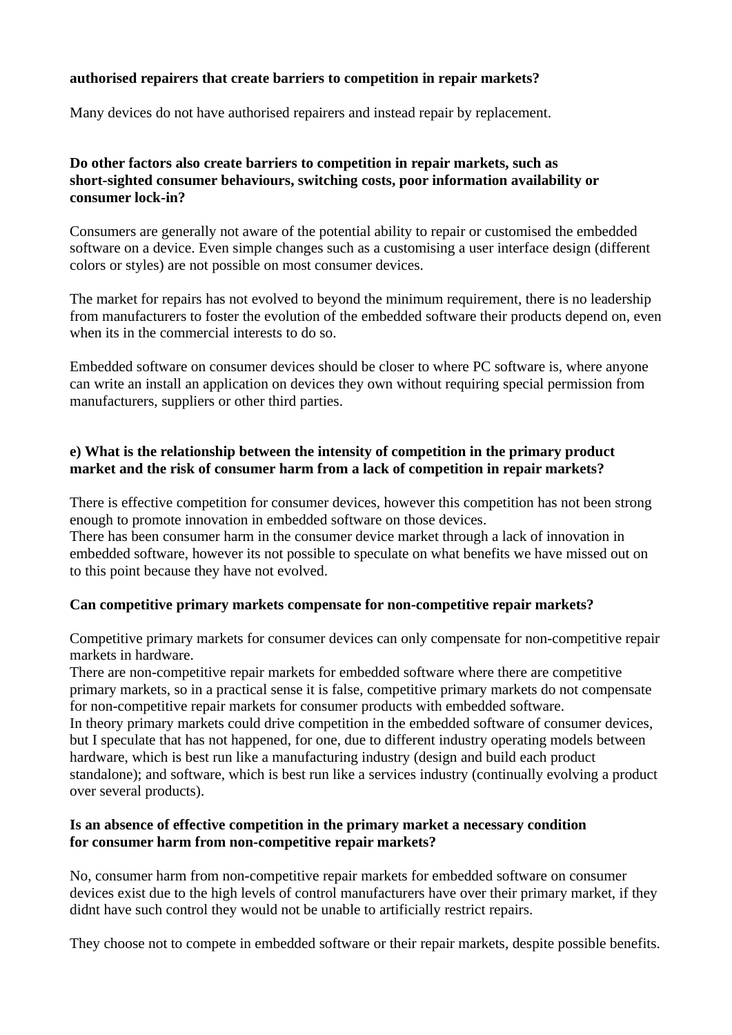**authorised repairers that create barriers to competition in repair markets?**

Many devices do not have authorised repairers and instead repair by replacement.

**Do other factors also create barriers to competition in repair markets, such as short-sighted consumer behaviours, switching costs, poor information availability or consumer lock-in?**

Consumers are generally not aware of the potential ability to repair or customised the embedded software on a device. Even simple changes such as a customising a user interface design (different colors or styles) are not possible on most consumer devices.

The market for repairs has not evolved to beyond the minimum requirement, there is no leadership from manufacturers to foster the evolution of the embedded software their products depend on, even when its in the commercial interests to do so.

Embedded software on consumer devices should be closer to where PC software is, where anyone can write an install an application on devices they own without requiring special permission from manufacturers, suppliers or other third parties.

**e) What is the relationship between the intensity of competition in the primary product market and the risk of consumer harm from a lack of competition in repair markets?**

There is effective competition for consumer devices, however this competition has not been strong enough to promote innovation in embedded software on those devices.
There has been consumer harm in the consumer device market through a lack of innovation in embedded software, however its not possible to speculate on what benefits we have missed out on to this point because they have not evolved.

**Can competitive primary markets compensate for non-competitive repair markets?**

Competitive primary markets for consumer devices can only compensate for non-competitive repair markets in hardware.
There are non-competitive repair markets for embedded software where there are competitive primary markets, so in a practical sense it is false, competitive primary markets do not compensate for non-competitive repair markets for consumer products with embedded software.
In theory primary markets could drive competition in the embedded software of consumer devices, but I speculate that has not happened, for one, due to different industry operating models between hardware, which is best run like a manufacturing industry (design and build each product standalone); and software, which is best run like a services industry (continually evolving a product over several products).

**Is an absence of effective competition in the primary market a necessary condition for consumer harm from non-competitive repair markets?**

No, consumer harm from non-competitive repair markets for embedded software on consumer devices exist due to the high levels of control manufacturers have over their primary market, if they didnt have such control they would not be unable to artificially restrict repairs.

They choose not to compete in embedded software or their repair markets, despite possible benefits.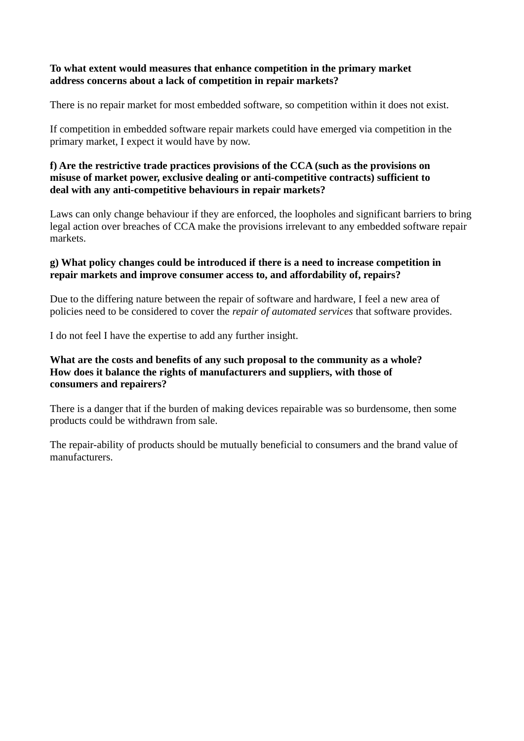**To what extent would measures that enhance competition in the primary market address concerns about a lack of competition in repair markets?**

There is no repair market for most embedded software, so competition within it does not exist.

If competition in embedded software repair markets could have emerged via competition in the primary market, I expect it would have by now.

**f) Are the restrictive trade practices provisions of the CCA (such as the provisions on misuse of market power, exclusive dealing or anti-competitive contracts) sufficient to deal with any anti-competitive behaviours in repair markets?**

Laws can only change behaviour if they are enforced, the loopholes and significant barriers to bring legal action over breaches of CCA make the provisions irrelevant to any embedded software repair markets.

**g) What policy changes could be introduced if there is a need to increase competition in repair markets and improve consumer access to, and affordability of, repairs?**

Due to the differing nature between the repair of software and hardware, I feel a new area of policies need to be considered to cover the *repair of automated services* that software provides.

I do not feel I have the expertise to add any further insight.

**What are the costs and benefits of any such proposal to the community as a whole? How does it balance the rights of manufacturers and suppliers, with those of consumers and repairers?**

There is a danger that if the burden of making devices repairable was so burdensome, then some products could be withdrawn from sale.

The repair-ability of products should be mutually beneficial to consumers and the brand value of manufacturers.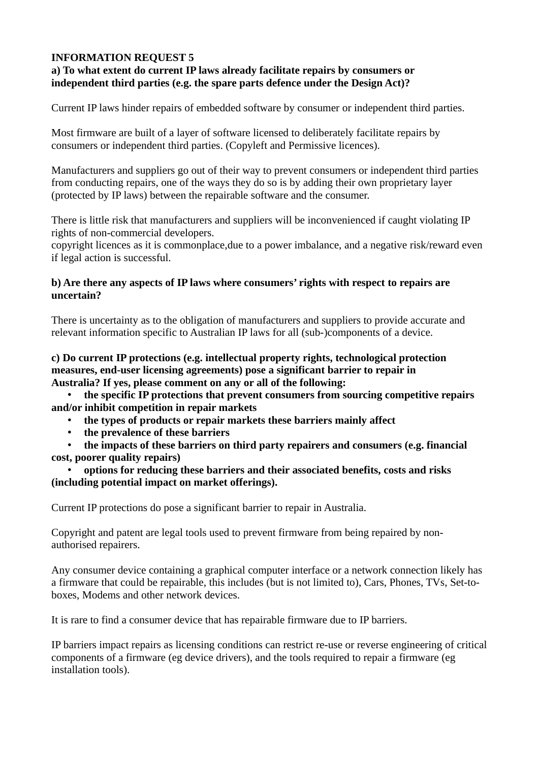**INFORMATION REQUEST 5**

**a) To what extent do current IP laws already facilitate repairs by consumers or independent third parties (e.g. the spare parts defence under the Design Act)?**

Current IP laws hinder repairs of embedded software by consumer or independent third parties.

Most firmware are built of a layer of software licensed to deliberately facilitate repairs by consumers or independent third parties. (Copyleft and Permissive licences).

Manufacturers and suppliers go out of their way to prevent consumers or independent third parties from conducting repairs, one of the ways they do so is by adding their own proprietary layer (protected by IP laws) between the repairable software and the consumer.

There is little risk that manufacturers and suppliers will be inconvenienced if caught violating IP rights of non-commercial developers.
copyright licences as it is commonplace,due to a power imbalance, and a negative risk/reward even if legal action is successful.

**b) Are there any aspects of IP laws where consumers' rights with respect to repairs are uncertain?**

There is uncertainty as to the obligation of manufacturers and suppliers to provide accurate and relevant information specific to Australian IP laws for all (sub-)components of a device.

**c) Do current IP protections (e.g. intellectual property rights, technological protection measures, end-user licensing agreements) pose a significant barrier to repair in Australia? If yes, please comment on any or all of the following:**

- **the specific IP protections that prevent consumers from sourcing competitive repairs and/or inhibit competition in repair markets**
- **the types of products or repair markets these barriers mainly affect**
- **the prevalence of these barriers**
- **the impacts of these barriers on third party repairers and consumers (e.g. financial cost, poorer quality repairs)**
- **options for reducing these barriers and their associated benefits, costs and risks (including potential impact on market offerings).**

Current IP protections do pose a significant barrier to repair in Australia.

Copyright and patent are legal tools used to prevent firmware from being repaired by non-authorised repairers.

Any consumer device containing a graphical computer interface or a network connection likely has a firmware that could be repairable, this includes (but is not limited to), Cars, Phones, TVs, Set-to-boxes, Modems and other network devices.

It is rare to find a consumer device that has repairable firmware due to IP barriers.

IP barriers impact repairs as licensing conditions can restrict re-use or reverse engineering of critical components of a firmware (eg device drivers), and the tools required to repair a firmware (eg installation tools).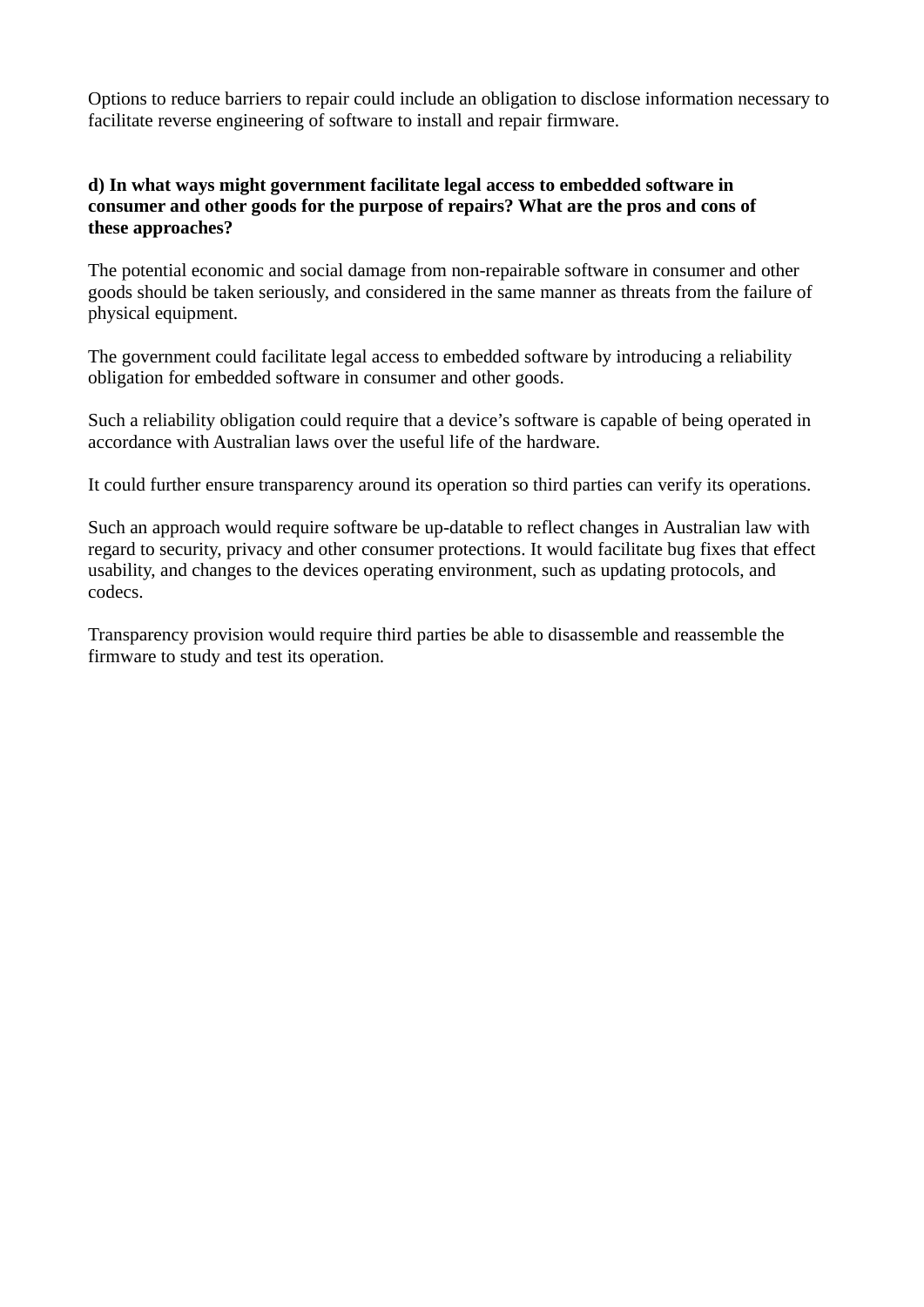Options to reduce barriers to repair could include an obligation to disclose information necessary to facilitate reverse engineering of software to install and repair firmware.

**d) In what ways might government facilitate legal access to embedded software in consumer and other goods for the purpose of repairs? What are the pros and cons of these approaches?**

The potential economic and social damage from non-repairable software in consumer and other goods should be taken seriously, and considered in the same manner as threats from the failure of physical equipment.

The government could facilitate legal access to embedded software by introducing a reliability obligation for embedded software in consumer and other goods.

Such a reliability obligation could require that a device's software is capable of being operated in accordance with Australian laws over the useful life of the hardware.

It could further ensure transparency around its operation so third parties can verify its operations.

Such an approach would require software be up-datable to reflect changes in Australian law with regard to security, privacy and other consumer protections. It would facilitate bug fixes that effect usability, and changes to the devices operating environment, such as updating protocols, and codecs.

Transparency provision would require third parties be able to disassemble and reassemble the firmware to study and test its operation.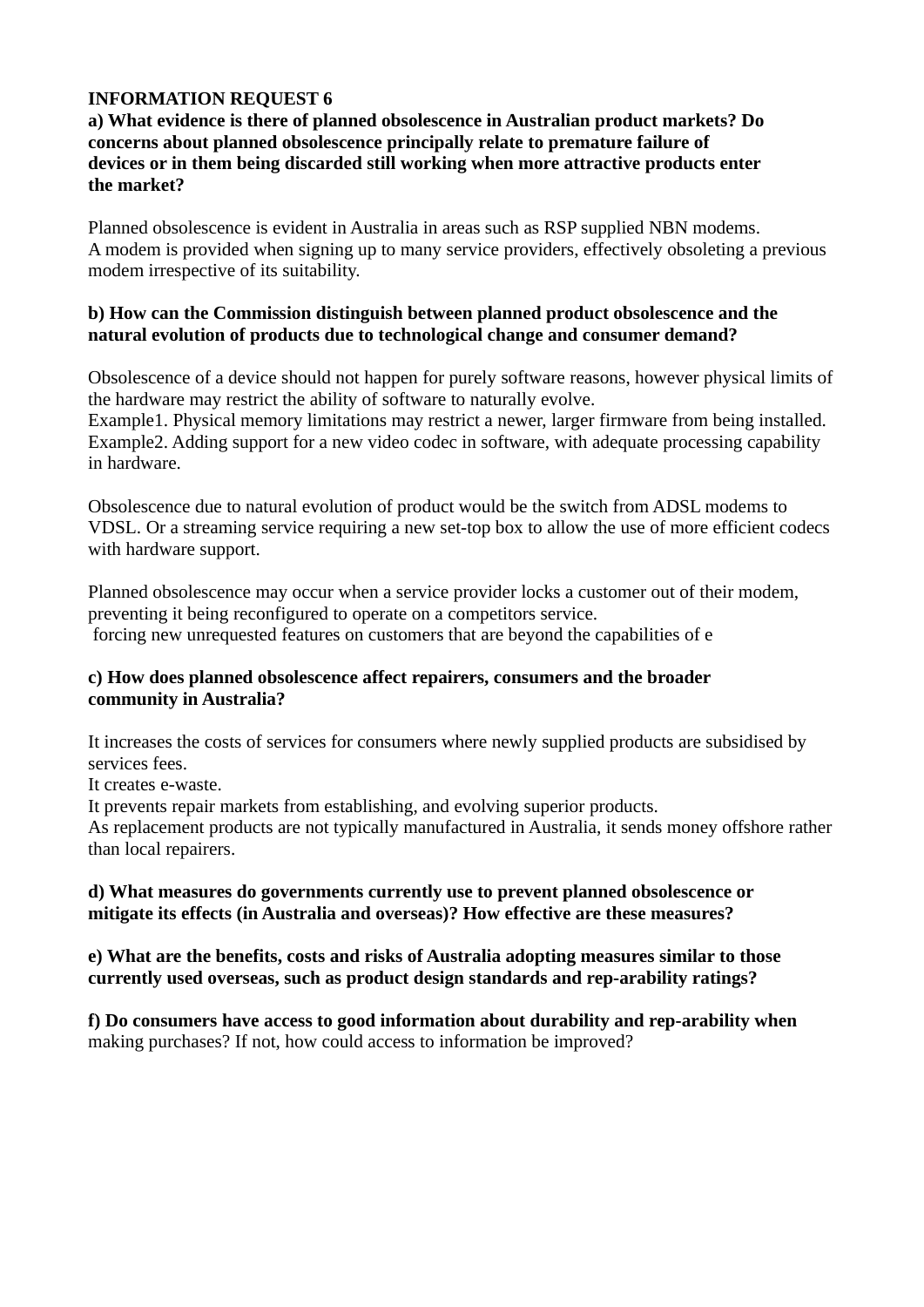**INFORMATION REQUEST 6**

**a) What evidence is there of planned obsolescence in Australian product markets? Do concerns about planned obsolescence principally relate to premature failure of devices or in them being discarded still working when more attractive products enter the market?**

Planned obsolescence is evident in Australia in areas such as RSP supplied NBN modems.
A modem is provided when signing up to many service providers, effectively obsoleting a previous modem irrespective of its suitability.

**b) How can the Commission distinguish between planned product obsolescence and the natural evolution of products due to technological change and consumer demand?**

Obsolescence of a device should not happen for purely software reasons, however physical limits of the hardware may restrict the ability of software to naturally evolve.
Example1. Physical memory limitations may restrict a newer, larger firmware from being installed.
Example2. Adding support for a new video codec in software, with adequate processing capability in hardware.

Obsolescence due to natural evolution of product would be the switch from ADSL modems to VDSL. Or a streaming service requiring a new set-top box to allow the use of more efficient codecs with hardware support.

Planned obsolescence may occur when a service provider locks a customer out of their modem, preventing it being reconfigured to operate on a competitors service.
forcing new unrequested features on customers that are beyond the capabilities of e

**c) How does planned obsolescence affect repairers, consumers and the broader community in Australia?**

It increases the costs of services for consumers where newly supplied products are subsidised by services fees.
It creates e-waste.
It prevents repair markets from establishing, and evolving superior products.
As replacement products are not typically manufactured in Australia, it sends money offshore rather than local repairers.

**d) What measures do governments currently use to prevent planned obsolescence or mitigate its effects (in Australia and overseas)? How effective are these measures?**

**e) What are the benefits, costs and risks of Australia adopting measures similar to those currently used overseas, such as product design standards and rep-arability ratings?**

**f) Do consumers have access to good information about durability and rep-arability when** making purchases? If not, how could access to information be improved?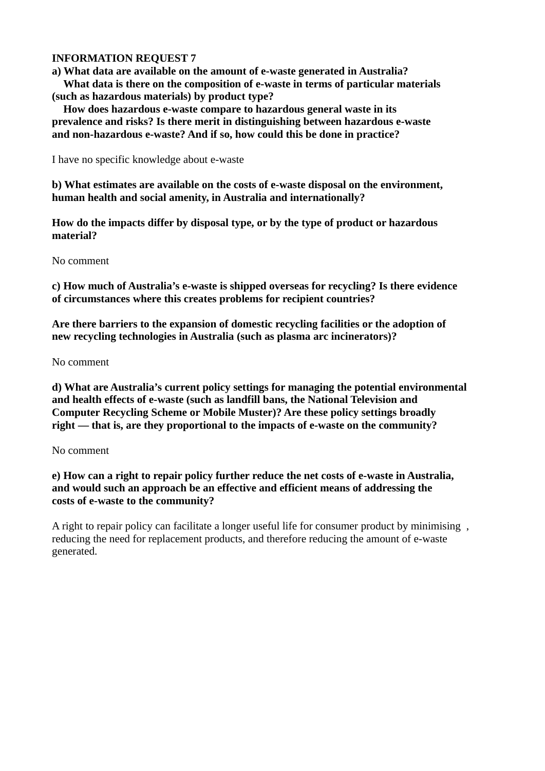**INFORMATION REQUEST 7**

**a) What data are available on the amount of e-waste generated in Australia?**
**What data is there on the composition of e-waste in terms of particular materials (such as hazardous materials) by product type?**
**How does hazardous e-waste compare to hazardous general waste in its prevalence and risks? Is there merit in distinguishing between hazardous e-waste and non-hazardous e-waste? And if so, how could this be done in practice?**

I have no specific knowledge about e-waste

**b) What estimates are available on the costs of e-waste disposal on the environment, human health and social amenity, in Australia and internationally?**

**How do the impacts differ by disposal type, or by the type of product or hazardous material?**

No comment

**c) How much of Australia's e-waste is shipped overseas for recycling? Is there evidence of circumstances where this creates problems for recipient countries?**

**Are there barriers to the expansion of domestic recycling facilities or the adoption of new recycling technologies in Australia (such as plasma arc incinerators)?**

No comment

**d) What are Australia's current policy settings for managing the potential environmental and health effects of e-waste (such as landfill bans, the National Television and Computer Recycling Scheme or Mobile Muster)? Are these policy settings broadly right — that is, are they proportional to the impacts of e-waste on the community?**

No comment

**e) How can a right to repair policy further reduce the net costs of e-waste in Australia, and would such an approach be an effective and efficient means of addressing the costs of e-waste to the community?**

A right to repair policy can facilitate a longer useful life for consumer product by minimising , reducing the need for replacement products, and therefore reducing the amount of e-waste generated.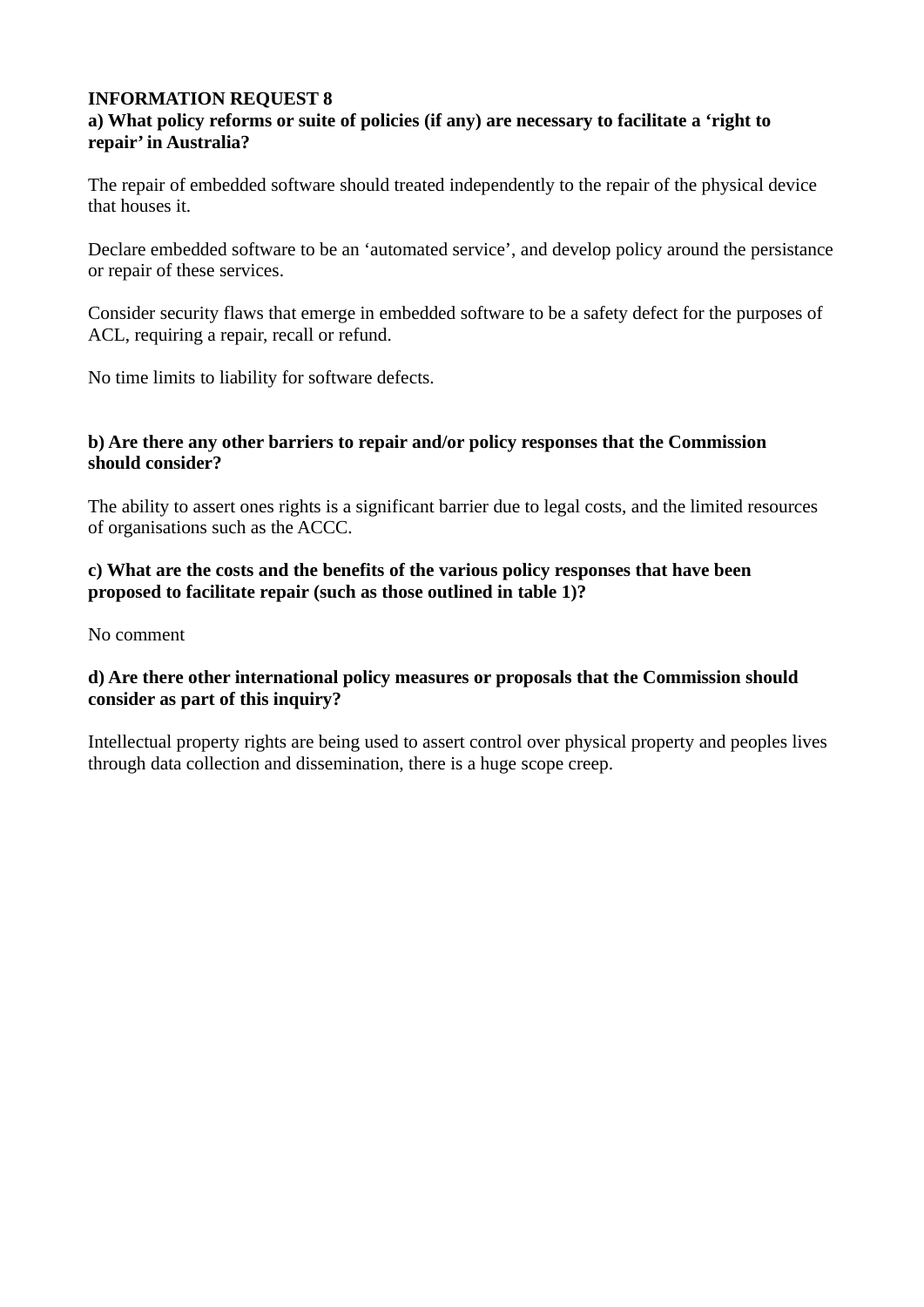**INFORMATION REQUEST 8**

**a) What policy reforms or suite of policies (if any) are necessary to facilitate a ‘right to repair’ in Australia?**

The repair of embedded software should treated independently to the repair of the physical device that houses it.

Declare embedded software to be an ‘automated service’, and develop policy around the persistance or repair of these services.

Consider security flaws that emerge in embedded software to be a safety defect for the purposes of ACL, requiring a repair, recall or refund.

No time limits to liability for software defects.

**b) Are there any other barriers to repair and/or policy responses that the Commission should consider?**

The ability to assert ones rights is a significant barrier due to legal costs, and the limited resources of organisations such as the ACCC.

**c) What are the costs and the benefits of the various policy responses that have been proposed to facilitate repair (such as those outlined in table 1)?**

No comment

**d) Are there other international policy measures or proposals that the Commission should consider as part of this inquiry?**

Intellectual property rights are being used to assert control over physical property and peoples lives through data collection and dissemination, there is a huge scope creep.